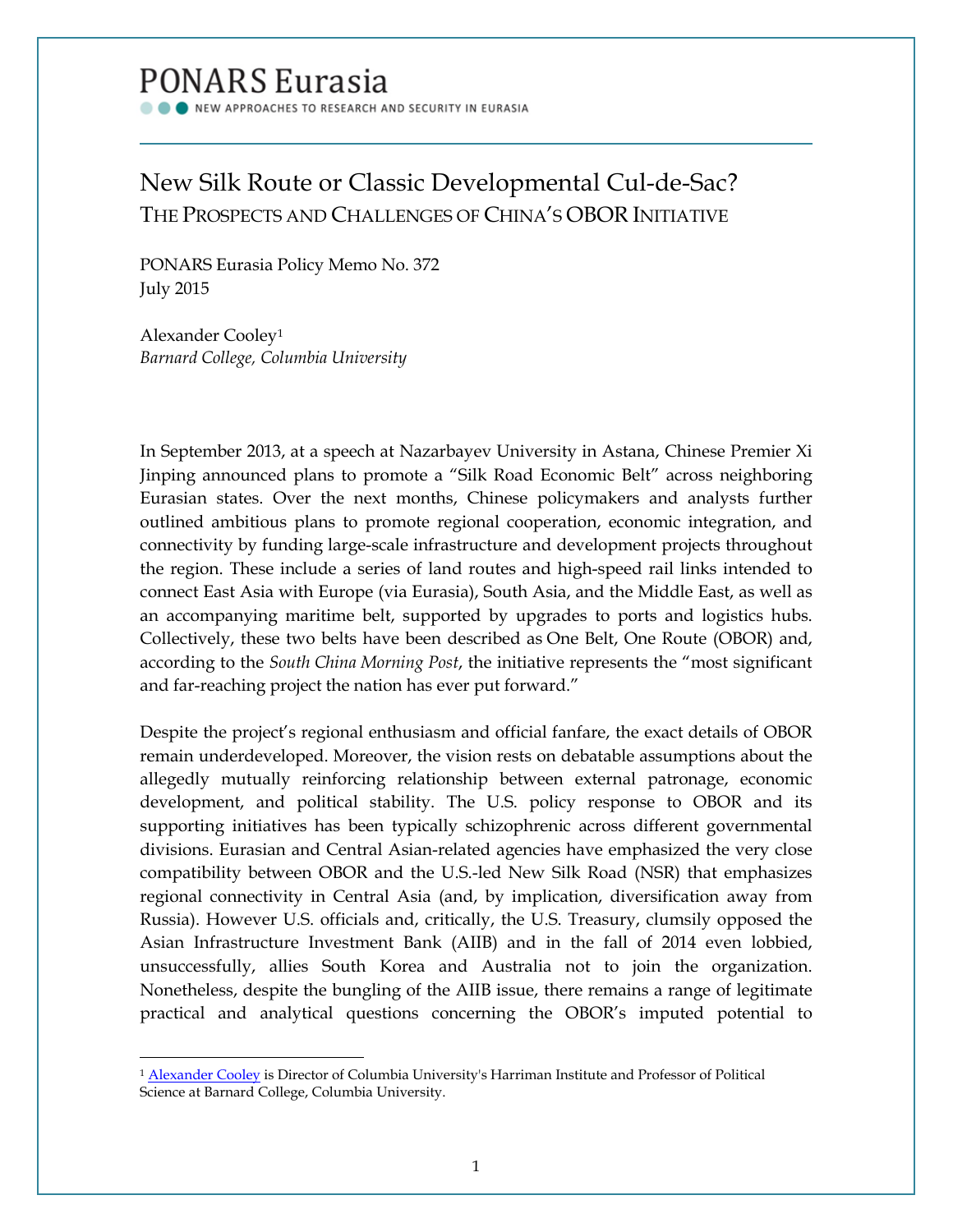PONARS Eurasia

NEW APPROACHES TO RESEARCH AND SECURITY IN EURASIA

# New Silk Route or Classic Developmental Cul-de-Sac?

## THE PROSPECTS AND CHALLENGES OF CHINA'S OBOR INITIATIVE

PONARS Eurasia Policy Memo No. 372
July 2015

Alexander Cooley[1]
*Barnard College, Columbia University*

In September 2013, at a speech at Nazarbayev University in Astana, Chinese Premier Xi Jinping announced plans to promote a "Silk Road Economic Belt" across neighboring Eurasian states. Over the next months, Chinese policymakers and analysts further outlined ambitious plans to promote regional cooperation, economic integration, and connectivity by funding large-scale infrastructure and development projects throughout the region. These include a series of land routes and high-speed rail links intended to connect East Asia with Europe (via Eurasia), South Asia, and the Middle East, as well as an accompanying maritime belt, supported by upgrades to ports and logistics hubs. Collectively, these two belts have been described as One Belt, One Route (OBOR) and, according to the *South China Morning Post*, the initiative represents the "most significant and far-reaching project the nation has ever put forward."

Despite the project's regional enthusiasm and official fanfare, the exact details of OBOR remain underdeveloped. Moreover, the vision rests on debatable assumptions about the allegedly mutually reinforcing relationship between external patronage, economic development, and political stability. The U.S. policy response to OBOR and its supporting initiatives has been typically schizophrenic across different governmental divisions. Eurasian and Central Asian-related agencies have emphasized the very close compatibility between OBOR and the U.S.-led New Silk Road (NSR) that emphasizes regional connectivity in Central Asia (and, by implication, diversification away from Russia). However U.S. officials and, critically, the U.S. Treasury, clumsily opposed the Asian Infrastructure Investment Bank (AIIB) and in the fall of 2014 even lobbied, unsuccessfully, allies South Korea and Australia not to join the organization. Nonetheless, despite the bungling of the AIIB issue, there remains a range of legitimate practical and analytical questions concerning the OBOR's imputed potential to

[1] Alexander Cooley is Director of Columbia University's Harriman Institute and Professor of Political Science at Barnard College, Columbia University.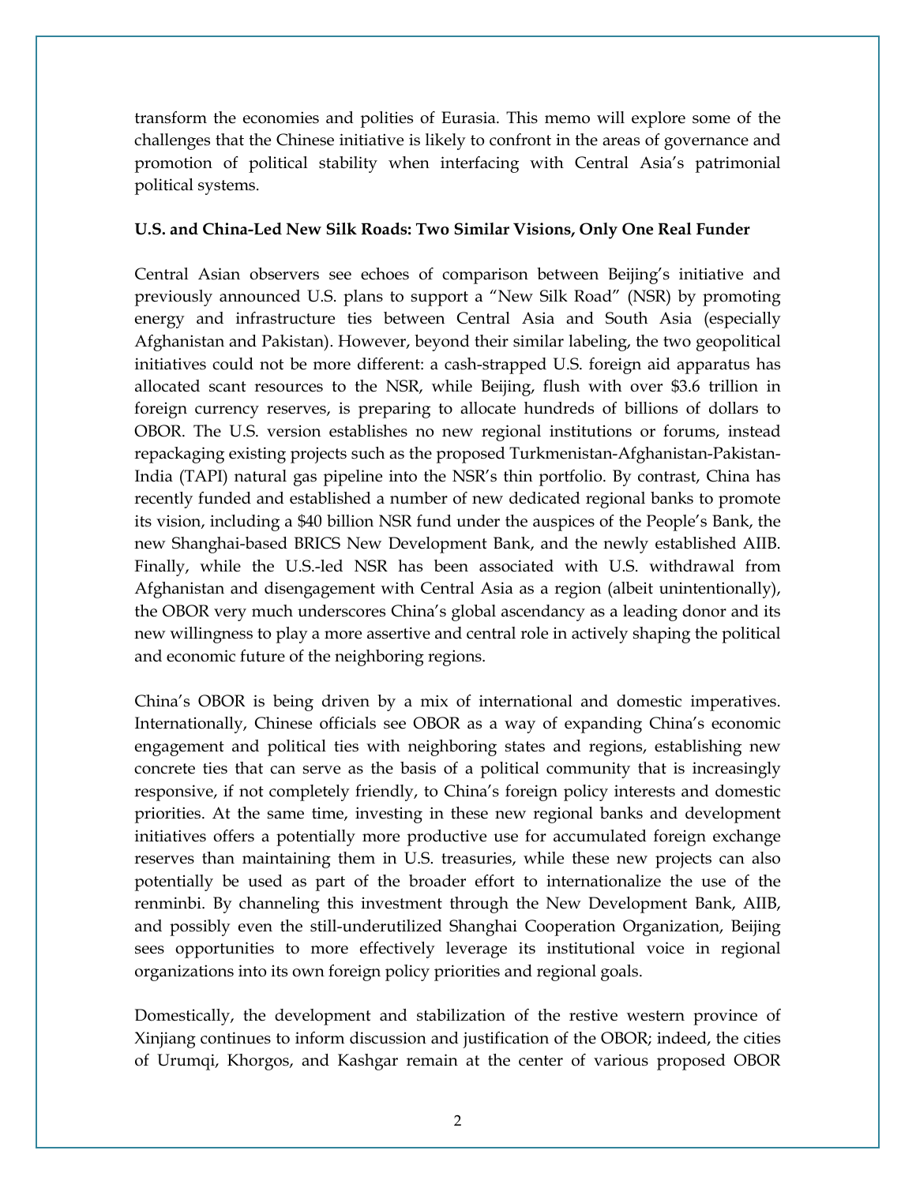transform the economies and polities of Eurasia. This memo will explore some of the challenges that the Chinese initiative is likely to confront in the areas of governance and promotion of political stability when interfacing with Central Asia's patrimonial political systems.

**U.S. and China-Led New Silk Roads: Two Similar Visions, Only One Real Funder**

Central Asian observers see echoes of comparison between Beijing's initiative and previously announced U.S. plans to support a "New Silk Road" (NSR) by promoting energy and infrastructure ties between Central Asia and South Asia (especially Afghanistan and Pakistan). However, beyond their similar labeling, the two geopolitical initiatives could not be more different: a cash-strapped U.S. foreign aid apparatus has allocated scant resources to the NSR, while Beijing, flush with over $3.6 trillion in foreign currency reserves, is preparing to allocate hundreds of billions of dollars to OBOR. The U.S. version establishes no new regional institutions or forums, instead repackaging existing projects such as the proposed Turkmenistan-Afghanistan-Pakistan-India (TAPI) natural gas pipeline into the NSR's thin portfolio. By contrast, China has recently funded and established a number of new dedicated regional banks to promote its vision, including a $40 billion NSR fund under the auspices of the People's Bank, the new Shanghai-based BRICS New Development Bank, and the newly established AIIB. Finally, while the U.S.-led NSR has been associated with U.S. withdrawal from Afghanistan and disengagement with Central Asia as a region (albeit unintentionally), the OBOR very much underscores China's global ascendancy as a leading donor and its new willingness to play a more assertive and central role in actively shaping the political and economic future of the neighboring regions.

China's OBOR is being driven by a mix of international and domestic imperatives. Internationally, Chinese officials see OBOR as a way of expanding China's economic engagement and political ties with neighboring states and regions, establishing new concrete ties that can serve as the basis of a political community that is increasingly responsive, if not completely friendly, to China's foreign policy interests and domestic priorities. At the same time, investing in these new regional banks and development initiatives offers a potentially more productive use for accumulated foreign exchange reserves than maintaining them in U.S. treasuries, while these new projects can also potentially be used as part of the broader effort to internationalize the use of the renminbi. By channeling this investment through the New Development Bank, AIIB, and possibly even the still-underutilized Shanghai Cooperation Organization, Beijing sees opportunities to more effectively leverage its institutional voice in regional organizations into its own foreign policy priorities and regional goals.

Domestically, the development and stabilization of the restive western province of Xinjiang continues to inform discussion and justification of the OBOR; indeed, the cities of Urumqi, Khorgos, and Kashgar remain at the center of various proposed OBOR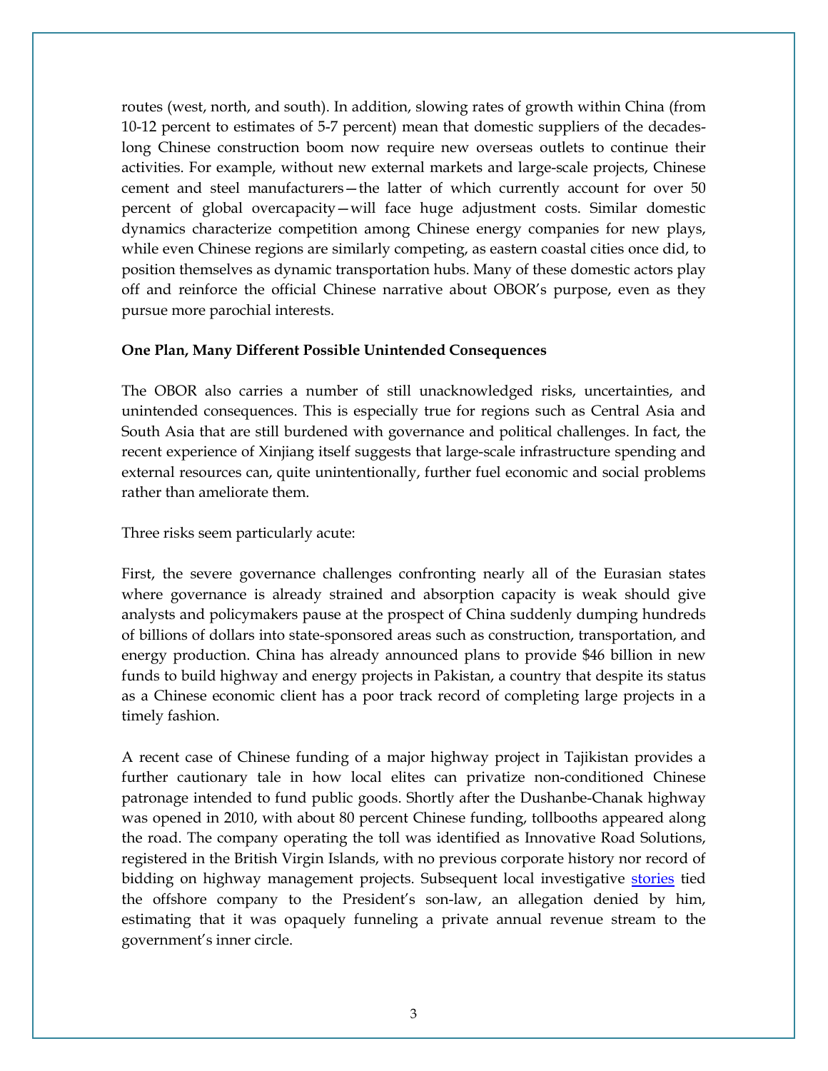routes (west, north, and south). In addition, slowing rates of growth within China (from 10-12 percent to estimates of 5-7 percent) mean that domestic suppliers of the decades-long Chinese construction boom now require new overseas outlets to continue their activities. For example, without new external markets and large-scale projects, Chinese cement and steel manufacturers—the latter of which currently account for over 50 percent of global overcapacity—will face huge adjustment costs. Similar domestic dynamics characterize competition among Chinese energy companies for new plays, while even Chinese regions are similarly competing, as eastern coastal cities once did, to position themselves as dynamic transportation hubs. Many of these domestic actors play off and reinforce the official Chinese narrative about OBOR's purpose, even as they pursue more parochial interests.

**One Plan, Many Different Possible Unintended Consequences**

The OBOR also carries a number of still unacknowledged risks, uncertainties, and unintended consequences. This is especially true for regions such as Central Asia and South Asia that are still burdened with governance and political challenges. In fact, the recent experience of Xinjiang itself suggests that large-scale infrastructure spending and external resources can, quite unintentionally, further fuel economic and social problems rather than ameliorate them.

Three risks seem particularly acute:

First, the severe governance challenges confronting nearly all of the Eurasian states where governance is already strained and absorption capacity is weak should give analysts and policymakers pause at the prospect of China suddenly dumping hundreds of billions of dollars into state-sponsored areas such as construction, transportation, and energy production. China has already announced plans to provide $46 billion in new funds to build highway and energy projects in Pakistan, a country that despite its status as a Chinese economic client has a poor track record of completing large projects in a timely fashion.

A recent case of Chinese funding of a major highway project in Tajikistan provides a further cautionary tale in how local elites can privatize non-conditioned Chinese patronage intended to fund public goods. Shortly after the Dushanbe-Chanak highway was opened in 2010, with about 80 percent Chinese funding, tollbooths appeared along the road. The company operating the toll was identified as Innovative Road Solutions, registered in the British Virgin Islands, with no previous corporate history nor record of bidding on highway management projects. Subsequent local investigative stories tied the offshore company to the President's son-law, an allegation denied by him, estimating that it was opaquely funneling a private annual revenue stream to the government's inner circle.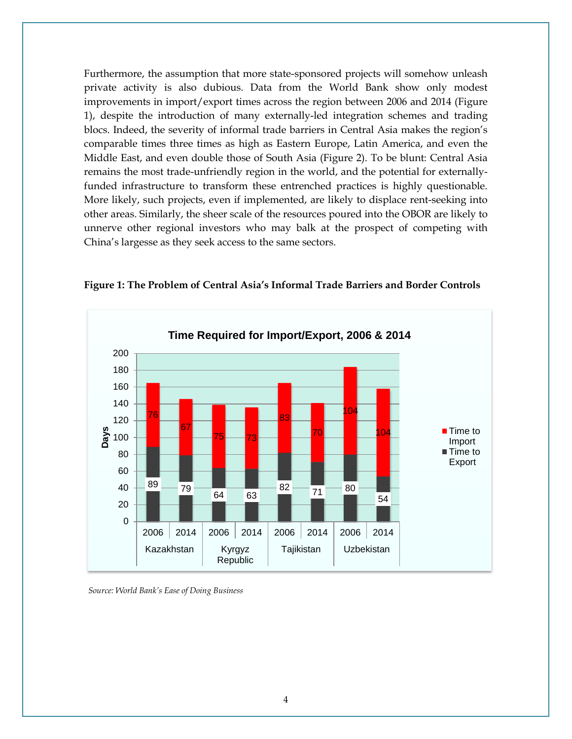Furthermore, the assumption that more state-sponsored projects will somehow unleash private activity is also dubious. Data from the World Bank show only modest improvements in import/export times across the region between 2006 and 2014 (Figure 1), despite the introduction of many externally-led integration schemes and trading blocs. Indeed, the severity of informal trade barriers in Central Asia makes the region's comparable times three times as high as Eastern Europe, Latin America, and even the Middle East, and even double those of South Asia (Figure 2). To be blunt: Central Asia remains the most trade-unfriendly region in the world, and the potential for externally-funded infrastructure to transform these entrenched practices is highly questionable. More likely, such projects, even if implemented, are likely to displace rent-seeking into other areas. Similarly, the sheer scale of the resources poured into the OBOR are likely to unnerve other regional investors who may balk at the prospect of competing with China's largesse as they seek access to the same sectors.

**Figure 1: The Problem of Central Asia's Informal Trade Barriers and Border Controls**

Time Required for Import/Export, 2006 & 2014

| Country | Year | Time to Export (days) | Time to Import (days) |
|---|---|---|---|
| Kazakhstan | 2006 | 89 | 76 |
| Kazakhstan | 2014 | 79 | 67 |
| Kyrgyz Republic | 2006 | 64 | 75 |
| Kyrgyz Republic | 2014 | 63 | 73 |
| Tajikistan | 2006 | 82 | 83 |
| Tajikistan | 2014 | 71 | 70 |
| Uzbekistan | 2006 | 80 | 104 |
| Uzbekistan | 2014 | 54 | 104 |

*Source: World Bank's Ease of Doing Business*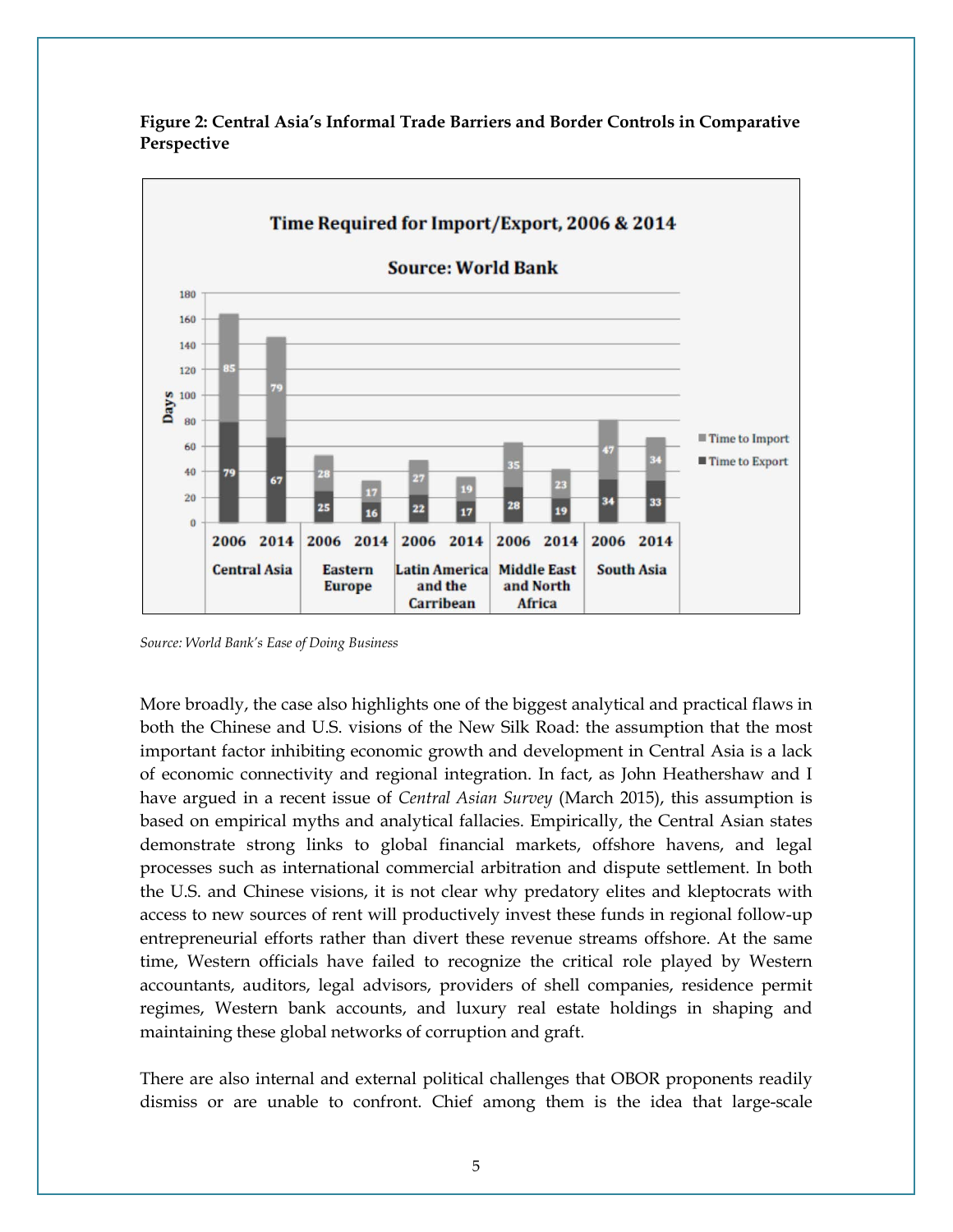**Figure 2: Central Asia's Informal Trade Barriers and Border Controls in Comparative Perspective**

**Time Required for Import/Export, 2006 & 2014**

**Source: World Bank**

| Region | Year | Time to Export (Days) | Time to Import (Days) |
|---|---|---|---|
| Central Asia | 2006 | 79 | 85 |
| Central Asia | 2014 | 67 | 79 |
| Eastern Europe | 2006 | 25 | 28 |
| Eastern Europe | 2014 | 16 | 17 |
| Latin America and the Carribean | 2006 | 22 | 27 |
| Latin America and the Carribean | 2014 | 17 | 19 |
| Middle East and North Africa | 2006 | 28 | 35 |
| Middle East and North Africa | 2014 | 19 | 23 |
| South Asia | 2006 | 34 | 47 |
| South Asia | 2014 | 33 | 34 |

*Source: World Bank's Ease of Doing Business*

More broadly, the case also highlights one of the biggest analytical and practical flaws in both the Chinese and U.S. visions of the New Silk Road: the assumption that the most important factor inhibiting economic growth and development in Central Asia is a lack of economic connectivity and regional integration. In fact, as John Heathershaw and I have argued in a recent issue of *Central Asian Survey* (March 2015), this assumption is based on empirical myths and analytical fallacies. Empirically, the Central Asian states demonstrate strong links to global financial markets, offshore havens, and legal processes such as international commercial arbitration and dispute settlement. In both the U.S. and Chinese visions, it is not clear why predatory elites and kleptocrats with access to new sources of rent will productively invest these funds in regional follow-up entrepreneurial efforts rather than divert these revenue streams offshore. At the same time, Western officials have failed to recognize the critical role played by Western accountants, auditors, legal advisors, providers of shell companies, residence permit regimes, Western bank accounts, and luxury real estate holdings in shaping and maintaining these global networks of corruption and graft.

There are also internal and external political challenges that OBOR proponents readily dismiss or are unable to confront. Chief among them is the idea that large-scale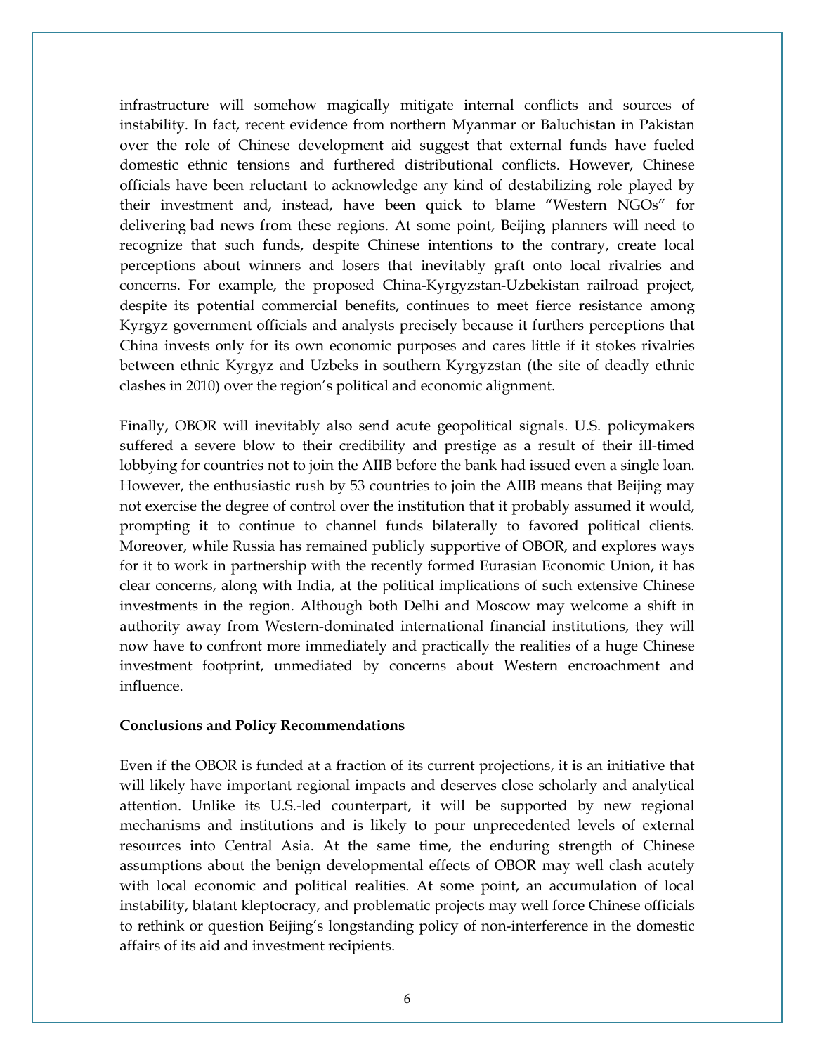infrastructure will somehow magically mitigate internal conflicts and sources of instability. In fact, recent evidence from northern Myanmar or Baluchistan in Pakistan over the role of Chinese development aid suggest that external funds have fueled domestic ethnic tensions and furthered distributional conflicts. However, Chinese officials have been reluctant to acknowledge any kind of destabilizing role played by their investment and, instead, have been quick to blame "Western NGOs" for delivering bad news from these regions. At some point, Beijing planners will need to recognize that such funds, despite Chinese intentions to the contrary, create local perceptions about winners and losers that inevitably graft onto local rivalries and concerns. For example, the proposed China-Kyrgyzstan-Uzbekistan railroad project, despite its potential commercial benefits, continues to meet fierce resistance among Kyrgyz government officials and analysts precisely because it furthers perceptions that China invests only for its own economic purposes and cares little if it stokes rivalries between ethnic Kyrgyz and Uzbeks in southern Kyrgyzstan (the site of deadly ethnic clashes in 2010) over the region's political and economic alignment.

Finally, OBOR will inevitably also send acute geopolitical signals. U.S. policymakers suffered a severe blow to their credibility and prestige as a result of their ill-timed lobbying for countries not to join the AIIB before the bank had issued even a single loan. However, the enthusiastic rush by 53 countries to join the AIIB means that Beijing may not exercise the degree of control over the institution that it probably assumed it would, prompting it to continue to channel funds bilaterally to favored political clients. Moreover, while Russia has remained publicly supportive of OBOR, and explores ways for it to work in partnership with the recently formed Eurasian Economic Union, it has clear concerns, along with India, at the political implications of such extensive Chinese investments in the region. Although both Delhi and Moscow may welcome a shift in authority away from Western-dominated international financial institutions, they will now have to confront more immediately and practically the realities of a huge Chinese investment footprint, unmediated by concerns about Western encroachment and influence.

**Conclusions and Policy Recommendations**

Even if the OBOR is funded at a fraction of its current projections, it is an initiative that will likely have important regional impacts and deserves close scholarly and analytical attention. Unlike its U.S.-led counterpart, it will be supported by new regional mechanisms and institutions and is likely to pour unprecedented levels of external resources into Central Asia. At the same time, the enduring strength of Chinese assumptions about the benign developmental effects of OBOR may well clash acutely with local economic and political realities. At some point, an accumulation of local instability, blatant kleptocracy, and problematic projects may well force Chinese officials to rethink or question Beijing's longstanding policy of non-interference in the domestic affairs of its aid and investment recipients.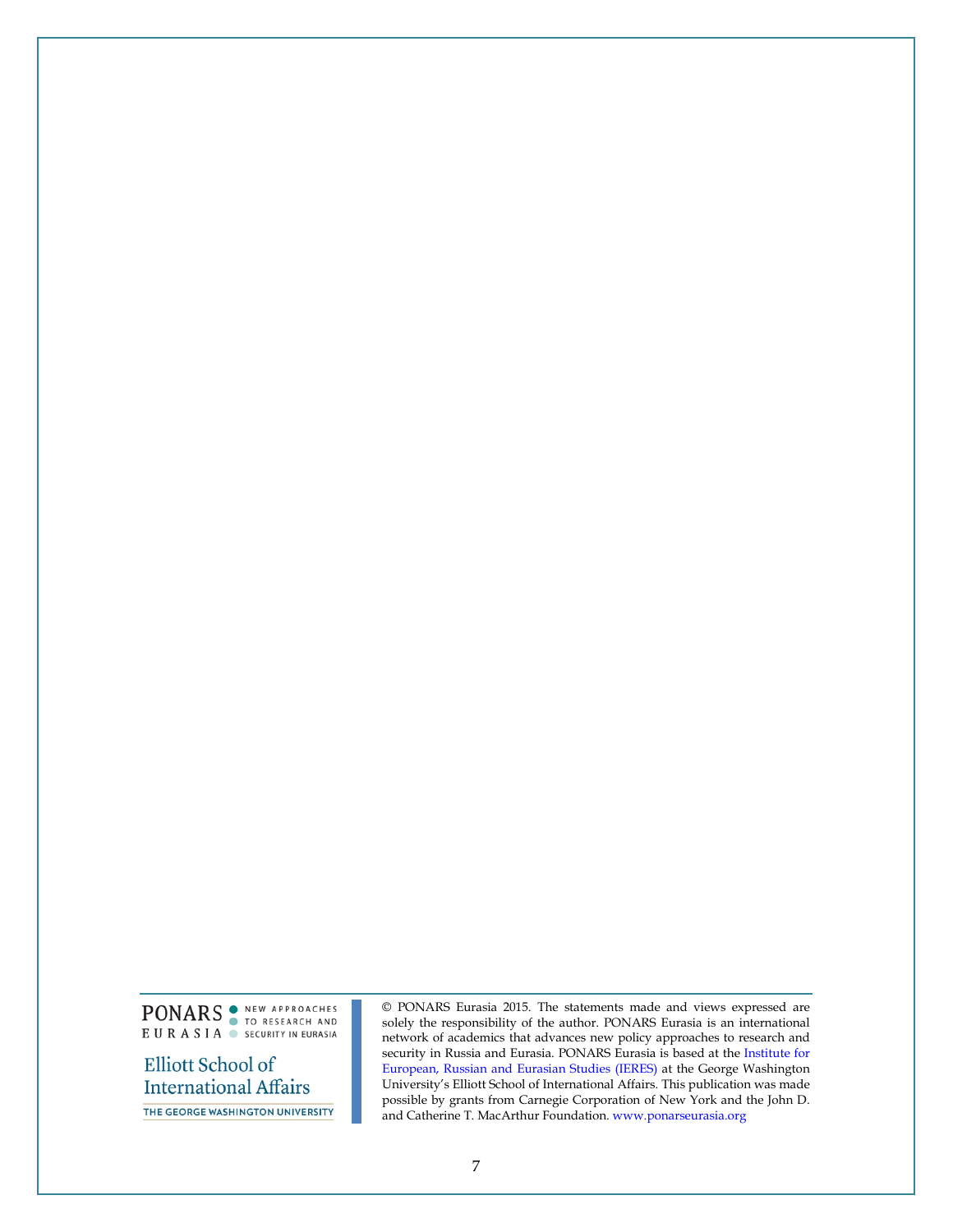PONARS EURASIA — NEW APPROACHES TO RESEARCH AND SECURITY IN EURASIA

Elliott School of International Affairs

THE GEORGE WASHINGTON UNIVERSITY

© PONARS Eurasia 2015. The statements made and views expressed are solely the responsibility of the author. PONARS Eurasia is an international network of academics that advances new policy approaches to research and security in Russia and Eurasia. PONARS Eurasia is based at the Institute for European, Russian and Eurasian Studies (IERES) at the George Washington University's Elliott School of International Affairs. This publication was made possible by grants from Carnegie Corporation of New York and the John D. and Catherine T. MacArthur Foundation. www.ponarseurasia.org